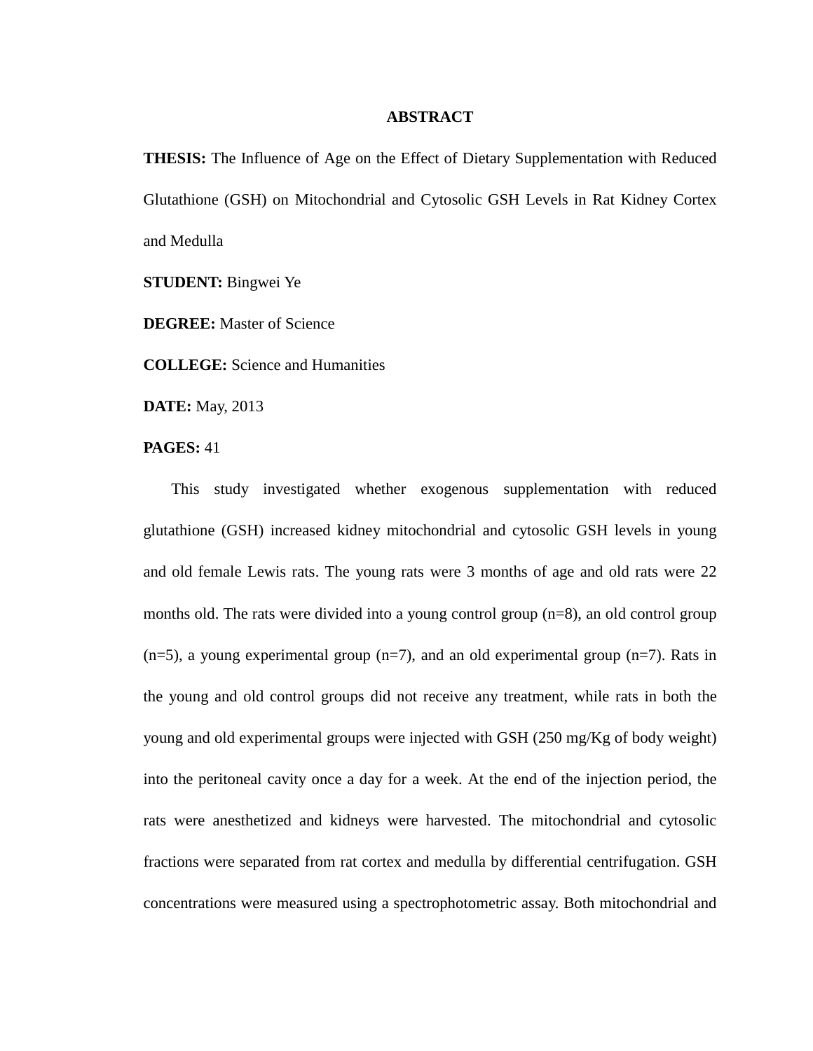# ABSTRACT

**THESIS:** The Influence of Age on the Effect of Dietary Supplementation with Reduced Glutathione (GSH) on Mitochondrial and Cytosolic GSH Levels in Rat Kidney Cortex and Medulla

**STUDENT:** Bingwei Ye

**DEGREE:** Master of Science

**COLLEGE:** Science and Humanities

**DATE:** May, 2013

**PAGES:** 41

This study investigated whether exogenous supplementation with reduced glutathione (GSH) increased kidney mitochondrial and cytosolic GSH levels in young and old female Lewis rats. The young rats were 3 months of age and old rats were 22 months old. The rats were divided into a young control group (n=8), an old control group (n=5), a young experimental group (n=7), and an old experimental group (n=7). Rats in the young and old control groups did not receive any treatment, while rats in both the young and old experimental groups were injected with GSH (250 mg/Kg of body weight) into the peritoneal cavity once a day for a week. At the end of the injection period, the rats were anesthetized and kidneys were harvested. The mitochondrial and cytosolic fractions were separated from rat cortex and medulla by differential centrifugation. GSH concentrations were measured using a spectrophotometric assay. Both mitochondrial and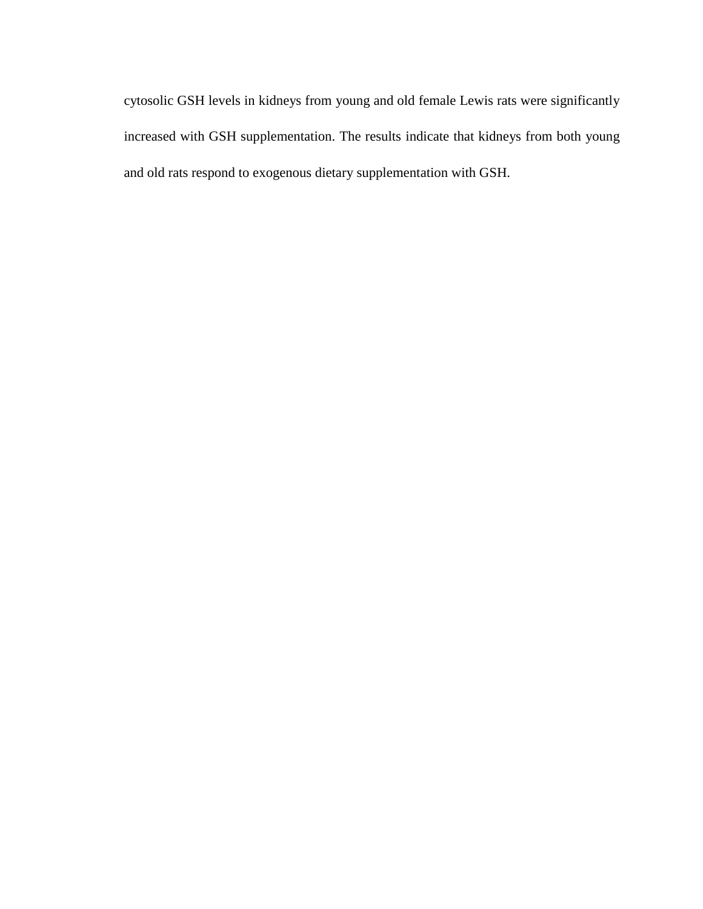cytosolic GSH levels in kidneys from young and old female Lewis rats were significantly increased with GSH supplementation. The results indicate that kidneys from both young and old rats respond to exogenous dietary supplementation with GSH.